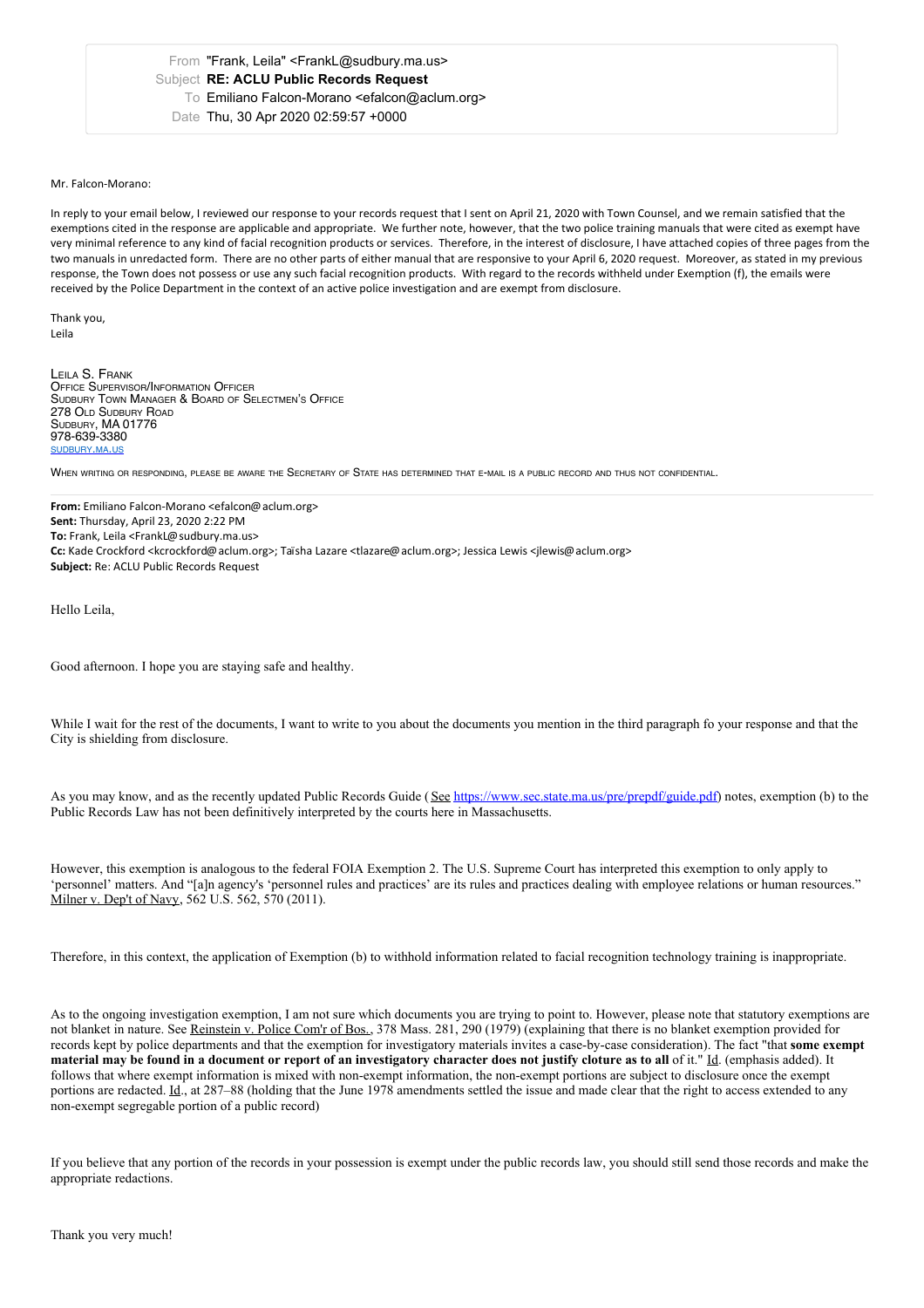From "Frank, Leila" <FrankL@sudbury.ma.us>
Subject **RE: ACLU Public Records Request**
To Emiliano Falcon-Morano <efalcon@aclum.org>
Date Thu, 30 Apr 2020 02:59:57 +0000

Mr. Falcon-Morano:

In reply to your email below, I reviewed our response to your records request that I sent on April 21, 2020 with Town Counsel, and we remain satisfied that the exemptions cited in the response are applicable and appropriate. We further note, however, that the two police training manuals that were cited as exempt have very minimal reference to any kind of facial recognition products or services. Therefore, in the interest of disclosure, I have attached copies of three pages from the two manuals in unredacted form. There are no other parts of either manual that are responsive to your April 6, 2020 request. Moreover, as stated in my previous response, the Town does not possess or use any such facial recognition products. With regard to the records withheld under Exemption (f), the emails were received by the Police Department in the context of an active police investigation and are exempt from disclosure.

Thank you,
Leila

LEILA S. FRANK
OFFICE SUPERVISOR/INFORMATION OFFICER
SUDBURY TOWN MANAGER & BOARD OF SELECTMEN'S OFFICE
278 OLD SUDBURY ROAD
SUDBURY, MA 01776
978-639-3380
SUDBURY.MA.US

WHEN WRITING OR RESPONDING, PLEASE BE AWARE THE SECRETARY OF STATE HAS DETERMINED THAT E-MAIL IS A PUBLIC RECORD AND THUS NOT CONFIDENTIAL.

---

**From:** Emiliano Falcon-Morano <efalcon@aclum.org>
**Sent:** Thursday, April 23, 2020 2:22 PM
**To:** Frank, Leila <FrankL@sudbury.ma.us>
**Cc:** Kade Crockford <kcrockford@aclum.org>; Taïsha Lazare <tlazare@aclum.org>; Jessica Lewis <jlewis@aclum.org>
**Subject:** Re: ACLU Public Records Request

Hello Leila,

Good afternoon. I hope you are staying safe and healthy.

While I wait for the rest of the documents, I want to write to you about the documents you mention in the third paragraph fo your response and that the City is shielding from disclosure.

As you may know, and as the recently updated Public Records Guide (See https://www.sec.state.ma.us/pre/prepdf/guide.pdf) notes, exemption (b) to the Public Records Law has not been definitively interpreted by the courts here in Massachusetts.

However, this exemption is analogous to the federal FOIA Exemption 2. The U.S. Supreme Court has interpreted this exemption to only apply to 'personnel' matters. And "[a]n agency's 'personnel rules and practices' are its rules and practices dealing with employee relations or human resources." Milner v. Dep't of Navy, 562 U.S. 562, 570 (2011).

Therefore, in this context, the application of Exemption (b) to withhold information related to facial recognition technology training is inappropriate.

As to the ongoing investigation exemption, I am not sure which documents you are trying to point to. However, please note that statutory exemptions are not blanket in nature. See Reinstein v. Police Com'r of Bos., 378 Mass. 281, 290 (1979) (explaining that there is no blanket exemption provided for records kept by police departments and that the exemption for investigatory materials invites a case-by-case consideration). The fact "that **some exempt material may be found in a document or report of an investigatory character does not justify cloture as to all** of it." Id. (emphasis added). It follows that where exempt information is mixed with non-exempt information, the non-exempt portions are subject to disclosure once the exempt portions are redacted. Id., at 287–88 (holding that the June 1978 amendments settled the issue and made clear that the right to access extended to any non-exempt segregable portion of a public record)

If you believe that any portion of the records in your possession is exempt under the public records law, you should still send those records and make the appropriate redactions.

Thank you very much!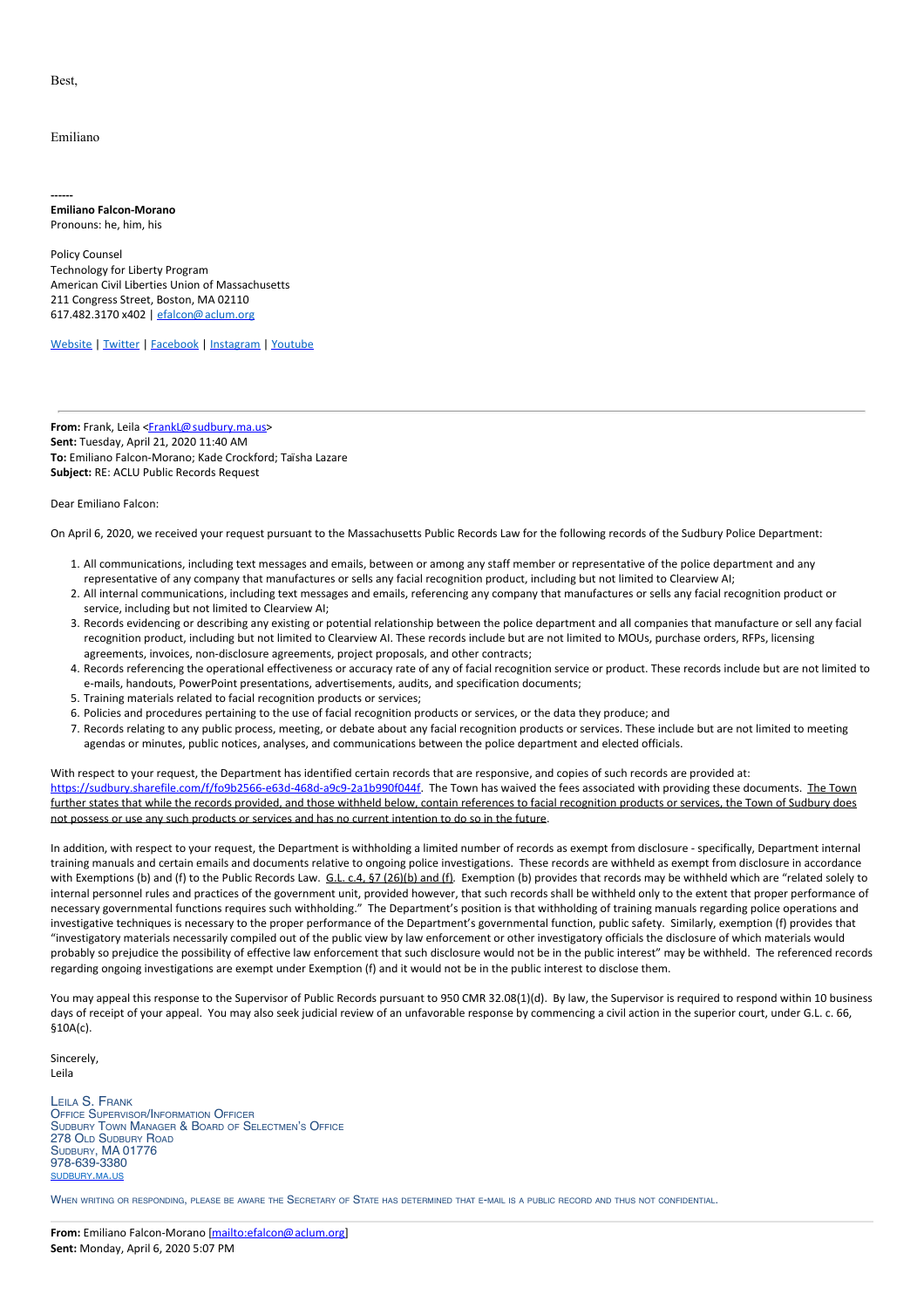Best,

Emiliano

------
**Emiliano Falcon-Morano**
Pronouns: he, him, his

Policy Counsel
Technology for Liberty Program
American Civil Liberties Union of Massachusetts
211 Congress Street, Boston, MA 02110
617.482.3170 x402 | efalcon@aclum.org

Website | Twitter | Facebook | Instagram | Youtube

---

**From:** Frank, Leila <FrankL@sudbury.ma.us>
**Sent:** Tuesday, April 21, 2020 11:40 AM
**To:** Emiliano Falcon-Morano; Kade Crockford; Taïsha Lazare
**Subject:** RE: ACLU Public Records Request

Dear Emiliano Falcon:

On April 6, 2020, we received your request pursuant to the Massachusetts Public Records Law for the following records of the Sudbury Police Department:

1. All communications, including text messages and emails, between or among any staff member or representative of the police department and any representative of any company that manufactures or sells any facial recognition product, including but not limited to Clearview AI;
2. All internal communications, including text messages and emails, referencing any company that manufactures or sells any facial recognition product or service, including but not limited to Clearview AI;
3. Records evidencing or describing any existing or potential relationship between the police department and all companies that manufacture or sell any facial recognition product, including but not limited to Clearview AI. These records include but are not limited to MOUs, purchase orders, RFPs, licensing agreements, invoices, non-disclosure agreements, project proposals, and other contracts;
4. Records referencing the operational effectiveness or accuracy rate of any of facial recognition service or product. These records include but are not limited to e-mails, handouts, PowerPoint presentations, advertisements, audits, and specification documents;
5. Training materials related to facial recognition products or services;
6. Policies and procedures pertaining to the use of facial recognition products or services, or the data they produce; and
7. Records relating to any public process, meeting, or debate about any facial recognition products or services. These include but are not limited to meeting agendas or minutes, public notices, analyses, and communications between the police department and elected officials.

With respect to your request, the Department has identified certain records that are responsive, and copies of such records are provided at: https://sudbury.sharefile.com/f/fo9b2566-e63d-468d-a9c9-2a1b990f044f. The Town has waived the fees associated with providing these documents. The Town further states that while the records provided, and those withheld below, contain references to facial recognition products or services, the Town of Sudbury does not possess or use any such products or services and has no current intention to do so in the future.

In addition, with respect to your request, the Department is withholding a limited number of records as exempt from disclosure - specifically, Department internal training manuals and certain emails and documents relative to ongoing police investigations. These records are withheld as exempt from disclosure in accordance with Exemptions (b) and (f) to the Public Records Law. G.L. c.4, §7 (26)(b) and (f). Exemption (b) provides that records may be withheld which are "related solely to internal personnel rules and practices of the government unit, provided however, that such records shall be withheld only to the extent that proper performance of necessary governmental functions requires such withholding." The Department's position is that withholding of training manuals regarding police operations and investigative techniques is necessary to the proper performance of the Department's governmental function, public safety. Similarly, exemption (f) provides that "investigatory materials necessarily compiled out of the public view by law enforcement or other investigatory officials the disclosure of which materials would probably so prejudice the possibility of effective law enforcement that such disclosure would not be in the public interest" may be withheld. The referenced records regarding ongoing investigations are exempt under Exemption (f) and it would not be in the public interest to disclose them.

You may appeal this response to the Supervisor of Public Records pursuant to 950 CMR 32.08(1)(d). By law, the Supervisor is required to respond within 10 business days of receipt of your appeal. You may also seek judicial review of an unfavorable response by commencing a civil action in the superior court, under G.L. c. 66, §10A(c).

Sincerely,
Leila

LEILA S. FRANK
OFFICE SUPERVISOR/INFORMATION OFFICER
SUDBURY TOWN MANAGER & BOARD OF SELECTMEN'S OFFICE
278 OLD SUDBURY ROAD
SUDBURY, MA 01776
978-639-3380
SUDBURY.MA.US

WHEN WRITING OR RESPONDING, PLEASE BE AWARE THE SECRETARY OF STATE HAS DETERMINED THAT E-MAIL IS A PUBLIC RECORD AND THUS NOT CONFIDENTIAL.

---

**From:** Emiliano Falcon-Morano [mailto:efalcon@aclum.org]
**Sent:** Monday, April 6, 2020 5:07 PM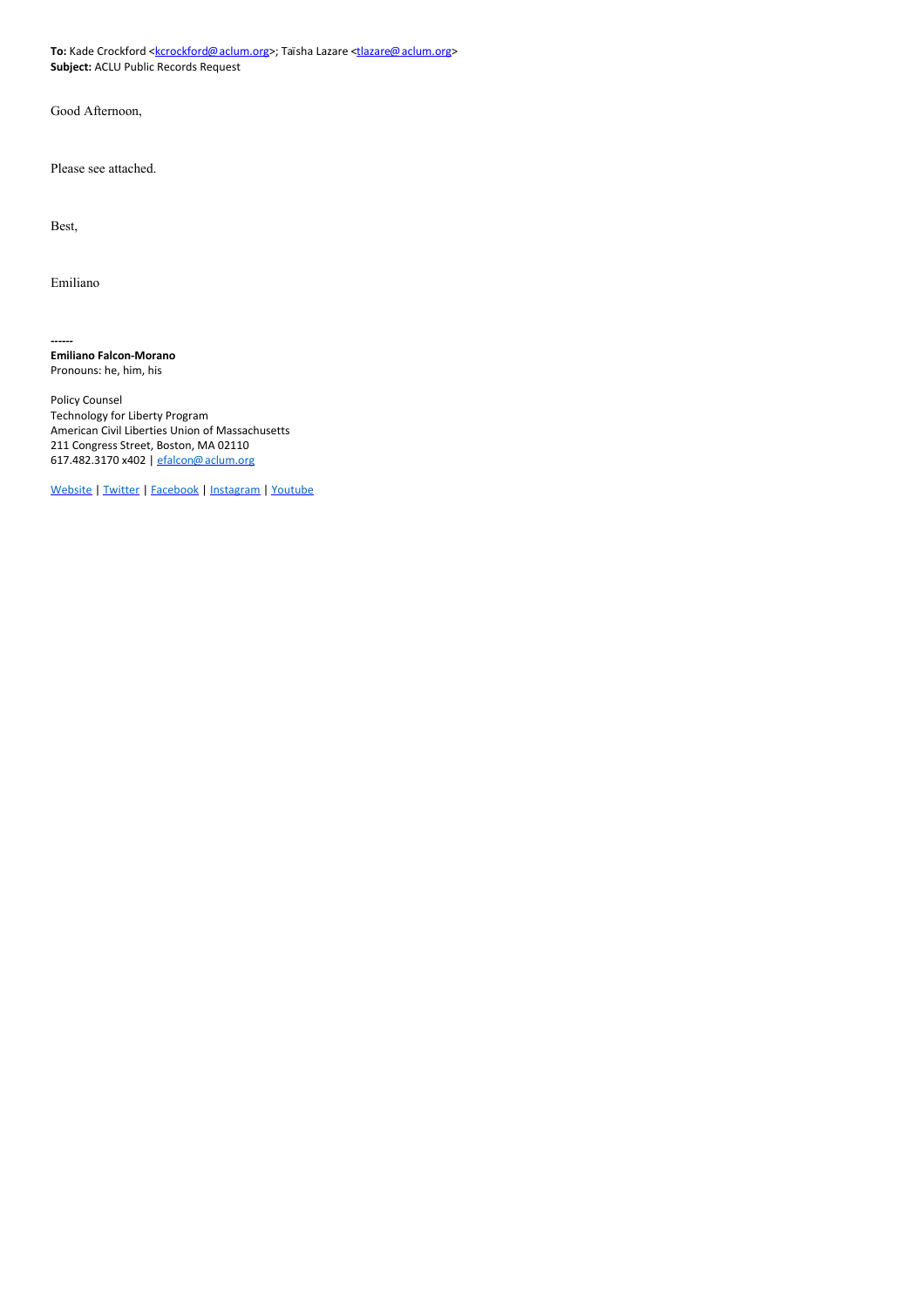**To:** Kade Crockford <kcrockford@aclum.org>; Taïsha Lazare <tlazare@aclum.org>
**Subject:** ACLU Public Records Request

Good Afternoon,

Please see attached.

Best,

Emiliano

------
**Emiliano Falcon-Morano**
Pronouns: he, him, his

Policy Counsel
Technology for Liberty Program
American Civil Liberties Union of Massachusetts
211 Congress Street, Boston, MA 02110
617.482.3170 x402 | efalcon@aclum.org

Website | Twitter | Facebook | Instagram | Youtube